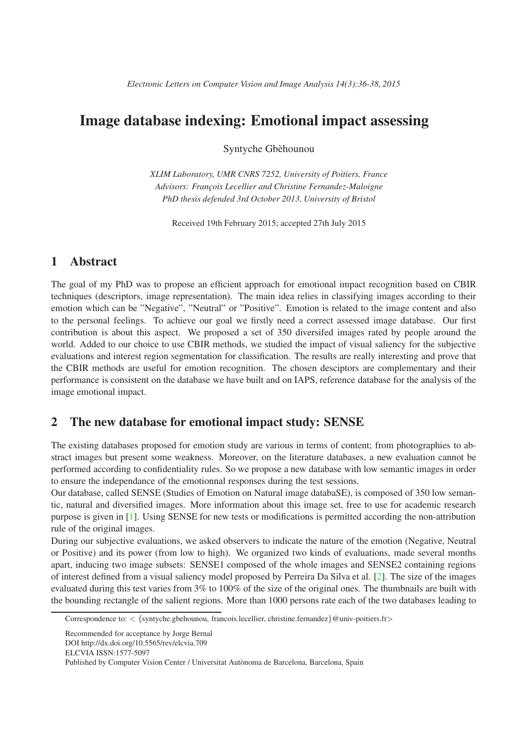# Image database indexing: Emotional impact assessing

Syntyche Gbèhounou

*XLIM Laboratory, UMR CNRS 7252, University of Poitiers, France*
*Advisors: François Lecellier and Christine Fernandez-Maloigne*
*PhD thesis defended 3rd October 2013, University of Bristol*

Received 19th February 2015; accepted 27th July 2015

## 1 Abstract

The goal of my PhD was to propose an efficient approach for emotional impact recognition based on CBIR techniques (descriptors, image representation). The main idea relies in classifying images according to their emotion which can be "Negative", "Neutral" or "Positive". Emotion is related to the image content and also to the personal feelings. To achieve our goal we firstly need a correct assessed image database. Our first contribution is about this aspect. We proposed a set of 350 diversifed images rated by people around the world. Added to our choice to use CBIR methods, we studied the impact of visual saliency for the subjective evaluations and interest region segmentation for classification. The results are really interesting and prove that the CBIR methods are useful for emotion recognition. The chosen desciptors are complementary and their performance is consistent on the database we have built and on IAPS, reference database for the analysis of the image emotional impact.

## 2 The new database for emotional impact study: SENSE

The existing databases proposed for emotion study are various in terms of content; from photographies to abstract images but present some weakness. Moreover, on the literature databases, a new evaluation cannot be performed according to confidentiality rules. So we propose a new database with low semantic images in order to ensure the independance of the emotionnal responses during the test sessions.

Our database, called SENSE (Studies of Emotion on Natural image databaSE), is composed of 350 low semantic, natural and diversified images. More information about this image set, free to use for academic research purpose is given in [1]. Using SENSE for new tests or modifications is permitted according the non-attribution rule of the original images.

During our subjective evaluations, we asked observers to indicate the nature of the emotion (Negative, Neutral or Positive) and its power (from low to high). We organized two kinds of evaluations, made several months apart, inducing two image subsets: SENSE1 composed of the whole images and SENSE2 containing regions of interest defined from a visual saliency model proposed by Perreira Da Silva et al. [2]. The size of the images evaluated during this test varies from 3% to 100% of the size of the original ones. The thumbnails are built with the bounding rectangle of the salient regions. More than 1000 persons rate each of the two databases leading to

---

Correspondence to: < {syntyche.gbehounou, francois.lecellier, christine.fernandez}@univ-poitiers.fr>

Recommended for acceptance by Jorge Bernal
DOI http://dx.doi.org/10.5565/rev/elcvia.709
ELCVIA ISSN:1577-5097
Published by Computer Vision Center / Universitat Autònoma de Barcelona, Barcelona, Spain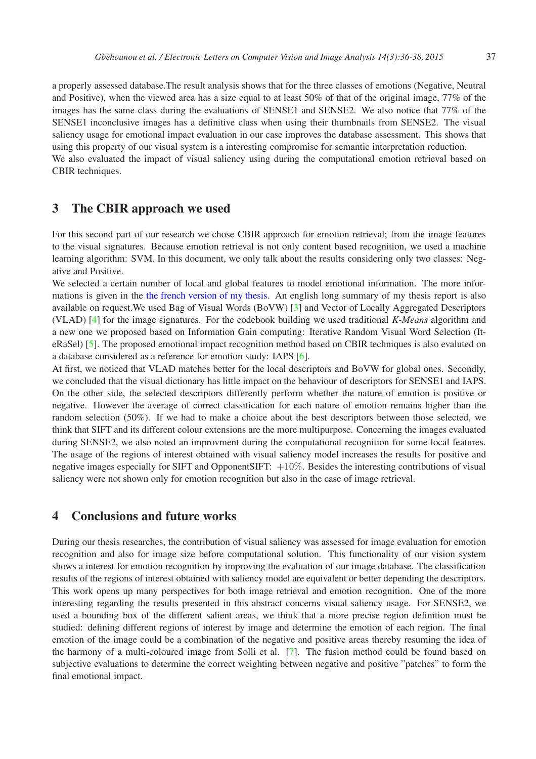a properly assessed database.The result analysis shows that for the three classes of emotions (Negative, Neutral and Positive), when the viewed area has a size equal to at least 50% of that of the original image, 77% of the images has the same class during the evaluations of SENSE1 and SENSE2. We also notice that 77% of the SENSE1 inconclusive images has a definitive class when using their thumbnails from SENSE2. The visual saliency usage for emotional impact evaluation in our case improves the database assessment. This shows that using this property of our visual system is a interesting compromise for semantic interpretation reduction.
We also evaluated the impact of visual saliency using during the computational emotion retrieval based on CBIR techniques.

## 3 The CBIR approach we used

For this second part of our research we chose CBIR approach for emotion retrieval; from the image features to the visual signatures. Because emotion retrieval is not only content based recognition, we used a machine learning algorithm: SVM. In this document, we only talk about the results considering only two classes: Negative and Positive.
We selected a certain number of local and global features to model emotional information. The more informations is given in the the french version of my thesis. An english long summary of my thesis report is also available on request.We used Bag of Visual Words (BoVW) [3] and Vector of Locally Aggregated Descriptors (VLAD) [4] for the image signatures. For the codebook building we used traditional *K-Means* algorithm and a new one we proposed based on Information Gain computing: Iterative Random Visual Word Selection (IteRaSel) [5]. The proposed emotional impact recognition method based on CBIR techniques is also evaluted on a database considered as a reference for emotion study: IAPS [6].
At first, we noticed that VLAD matches better for the local descriptors and BoVW for global ones. Secondly, we concluded that the visual dictionary has little impact on the behaviour of descriptors for SENSE1 and IAPS. On the other side, the selected descriptors differently perform whether the nature of emotion is positive or negative. However the average of correct classification for each nature of emotion remains higher than the random selection (50%). If we had to make a choice about the best descriptors between those selected, we think that SIFT and its different colour extensions are the more multipurpose. Concerning the images evaluated during SENSE2, we also noted an improvment during the computational recognition for some local features. The usage of the regions of interest obtained with visual saliency model increases the results for positive and negative images especially for SIFT and OpponentSIFT: $+10\%$. Besides the interesting contributions of visual saliency were not shown only for emotion recognition but also in the case of image retrieval.

## 4 Conclusions and future works

During our thesis researches, the contribution of visual saliency was assessed for image evaluation for emotion recognition and also for image size before computational solution. This functionality of our vision system shows a interest for emotion recognition by improving the evaluation of our image database. The classification results of the regions of interest obtained with saliency model are equivalent or better depending the descriptors. This work opens up many perspectives for both image retrieval and emotion recognition. One of the more interesting regarding the results presented in this abstract concerns visual saliency usage. For SENSE2, we used a bounding box of the different salient areas, we think that a more precise region definition must be studied: defining different regions of interest by image and determine the emotion of each region. The final emotion of the image could be a combination of the negative and positive areas thereby resuming the idea of the harmony of a multi-coloured image from Solli et al. [7]. The fusion method could be found based on subjective evaluations to determine the correct weighting between negative and positive "patches" to form the final emotional impact.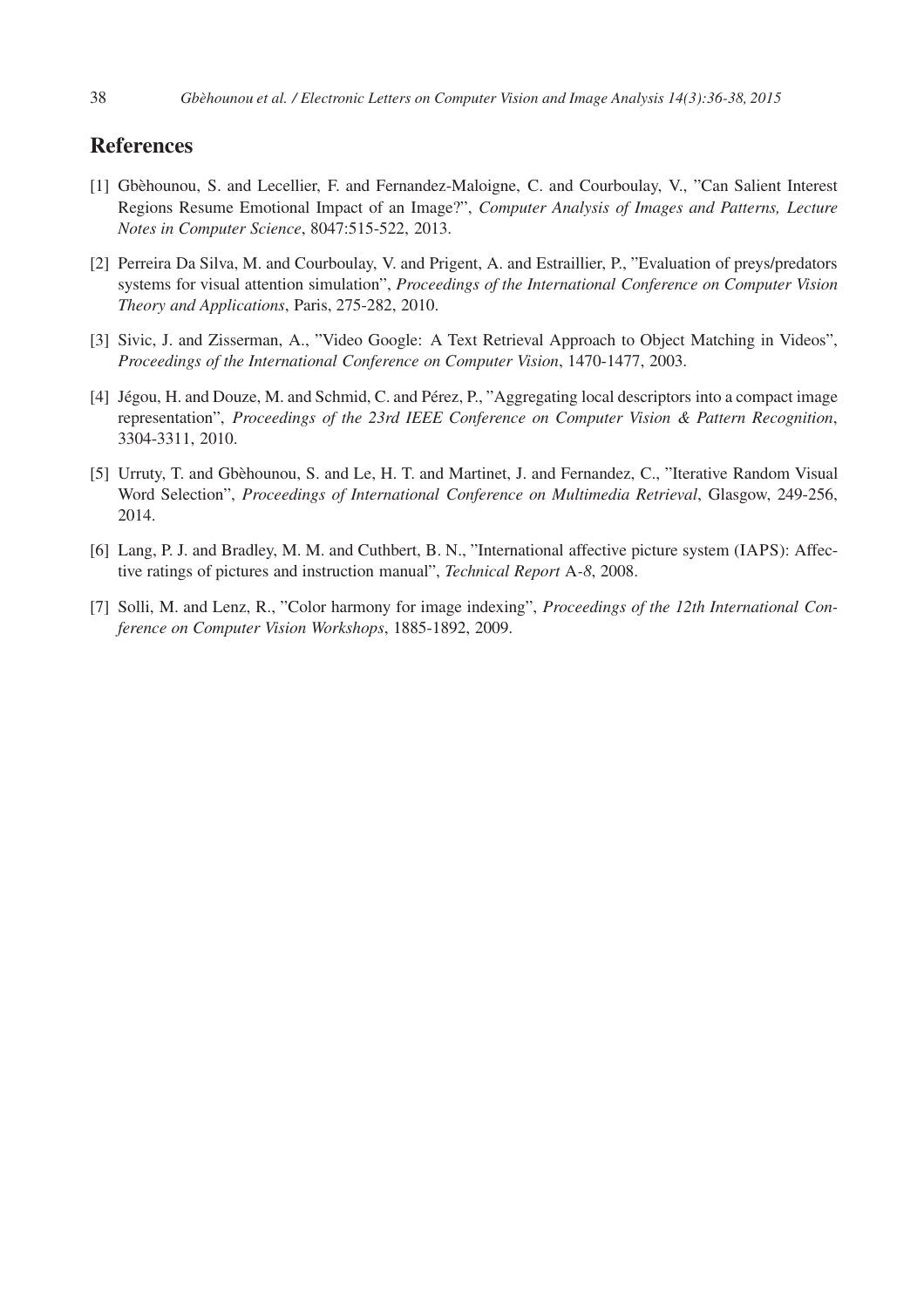## References

[1] Gbèhounou, S. and Lecellier, F. and Fernandez-Maloigne, C. and Courboulay, V., "Can Salient Interest Regions Resume Emotional Impact of an Image?", *Computer Analysis of Images and Patterns, Lecture Notes in Computer Science*, 8047:515-522, 2013.

[2] Perreira Da Silva, M. and Courboulay, V. and Prigent, A. and Estraillier, P., "Evaluation of preys/predators systems for visual attention simulation", *Proceedings of the International Conference on Computer Vision Theory and Applications*, Paris, 275-282, 2010.

[3] Sivic, J. and Zisserman, A., "Video Google: A Text Retrieval Approach to Object Matching in Videos", *Proceedings of the International Conference on Computer Vision*, 1470-1477, 2003.

[4] Jégou, H. and Douze, M. and Schmid, C. and Pérez, P., "Aggregating local descriptors into a compact image representation", *Proceedings of the 23rd IEEE Conference on Computer Vision & Pattern Recognition*, 3304-3311, 2010.

[5] Urruty, T. and Gbèhounou, S. and Le, H. T. and Martinet, J. and Fernandez, C., "Iterative Random Visual Word Selection", *Proceedings of International Conference on Multimedia Retrieval*, Glasgow, 249-256, 2014.

[6] Lang, P. J. and Bradley, M. M. and Cuthbert, B. N., "International affective picture system (IAPS): Affective ratings of pictures and instruction manual", *Technical Report* A-*8*, 2008.

[7] Solli, M. and Lenz, R., "Color harmony for image indexing", *Proceedings of the 12th International Conference on Computer Vision Workshops*, 1885-1892, 2009.